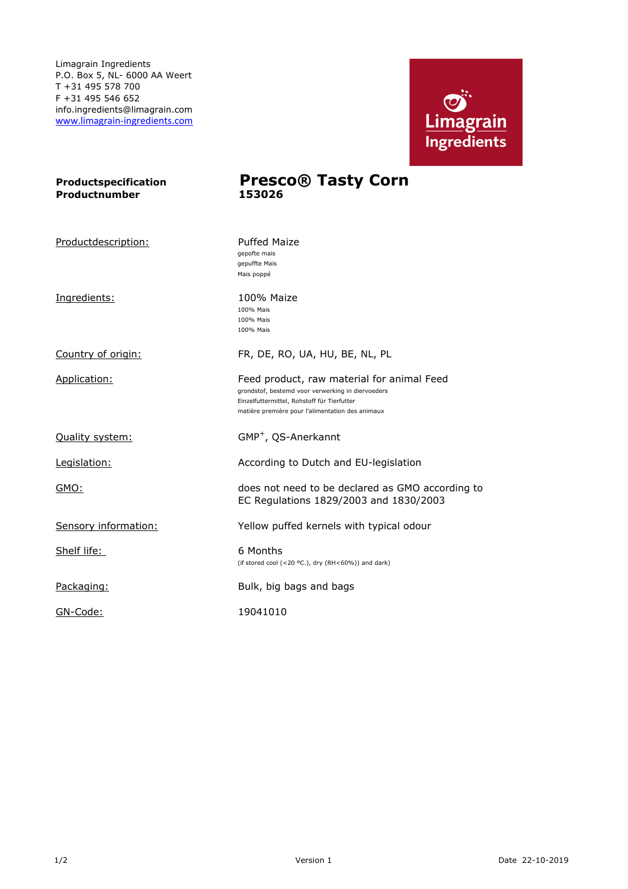Limagrain Ingredients
P.O. Box 5, NL- 6000 AA Weert
T +31 495 578 700
F +31 495 546 652
info.ingredients@limagrain.com
www.limagrain-ingredients.com

Limagrain Ingredients

| | |
|---|---|
| **Productspecification** | **Presco® Tasty Corn** |
| **Productnumber** | **153026** |
| Productdescription: | Puffed Maize<br>gepofte mais<br>gepuffte Mais<br>Mais poppé |
| Ingredients: | 100% Maize<br>100% Mais<br>100% Mais<br>100% Mais |
| Country of origin: | FR, DE, RO, UA, HU, BE, NL, PL |
| Application: | Feed product, raw material for animal Feed<br>grondstof, bestemd voor verwerking in diervoeders<br>Einzelfuttermittel, Rohstoff für Tierfutter<br>matière première pour l'alimentation des animaux |
| Quality system: | GMP$^{+}$, QS-Anerkannt |
| Legislation: | According to Dutch and EU-legislation |
| GMO: | does not need to be declared as GMO according to EC Regulations 1829/2003 and 1830/2003 |
| Sensory information: | Yellow puffed kernels with typical odour |
| Shelf life: | 6 Months<br>(if stored cool (<20 ºC.), dry (RH<60%)) and dark) |
| Packaging: | Bulk, big bags and bags |
| GN-Code: | 19041010 |

Version 1 Date 22-10-2019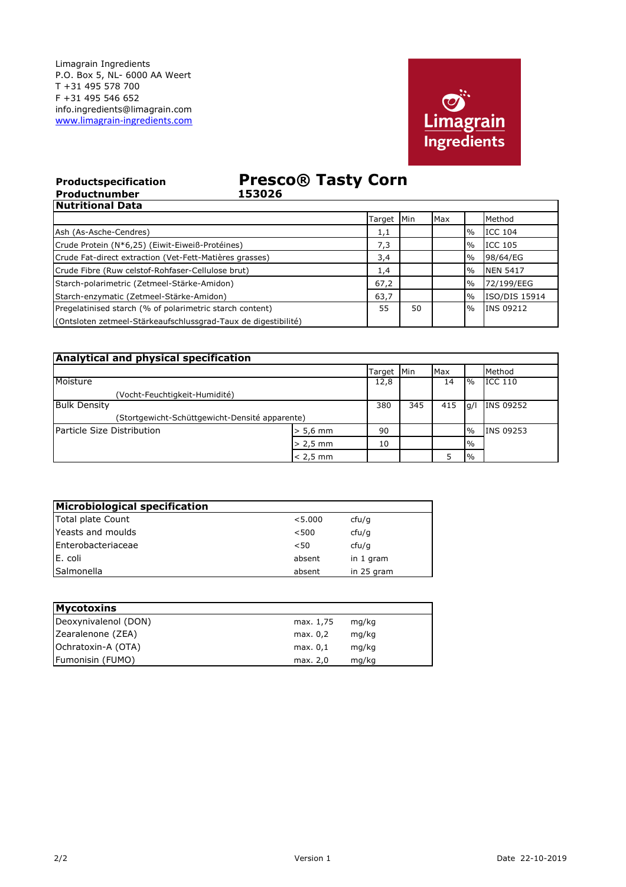Limagrain Ingredients
P.O. Box 5, NL- 6000 AA Weert
T +31 495 578 700
F +31 495 546 652
info.ingredients@limagrain.com
www.limagrain-ingredients.com

Limagrain Ingredients

**Productspecification** **Presco® Tasty Corn**
**Productnumber** **153026**

## Nutritional Data

| | Target | Min | Max | | Method |
|---|---|---|---|---|---|
| Ash (As-Asche-Cendres) | 1,1 | | | % | ICC 104 |
| Crude Protein (N*6,25) (Eiwit-Eiweiß-Protéines) | 7,3 | | | % | ICC 105 |
| Crude Fat-direct extraction (Vet-Fett-Matières grasses) | 3,4 | | | % | 98/64/EG |
| Crude Fibre (Ruw celstof-Rohfaser-Cellulose brut) | 1,4 | | | % | NEN 5417 |
| Starch-polarimetric (Zetmeel-Stärke-Amidon) | 67,2 | | | % | 72/199/EEG |
| Starch-enzymatic (Zetmeel-Stärke-Amidon) | 63,7 | | | % | ISO/DIS 15914 |
| Pregelatinised starch (% of polarimetric starch content) (Ontsloten zetmeel-Stärkeaufschlussgrad-Taux de digestibilité) | 55 | 50 | | % | INS 09212 |

## Analytical and physical specification

| | | Target | Min | Max | | Method |
|---|---|---|---|---|---|---|
| Moisture (Vocht-Feuchtigkeit-Humidité) | | 12,8 | | 14 | % | ICC 110 |
| Bulk Density (Stortgewicht-Schüttgewicht-Densité apparente) | | 380 | 345 | 415 | g/l | INS 09252 |
| Particle Size Distribution | > 5,6 mm | 90 | | | % | INS 09253 |
| | > 2,5 mm | 10 | | | % | |
| | < 2,5 mm | | | 5 | % | |

## Microbiological specification

| | | |
|---|---|---|
| Total plate Count | <5.000 | cfu/g |
| Yeasts and moulds | <500 | cfu/g |
| Enterobacteriaceae | <50 | cfu/g |
| E. coli | absent | in 1 gram |
| Salmonella | absent | in 25 gram |

## Mycotoxins

| | | |
|---|---|---|
| Deoxynivalenol (DON) | max. 1,75 | mg/kg |
| Zearalenone (ZEA) | max. 0,2 | mg/kg |
| Ochratoxin-A (OTA) | max. 0,1 | mg/kg |
| Fumonisin (FUMO) | max. 2,0 | mg/kg |

Version 1 Date 22-10-2019